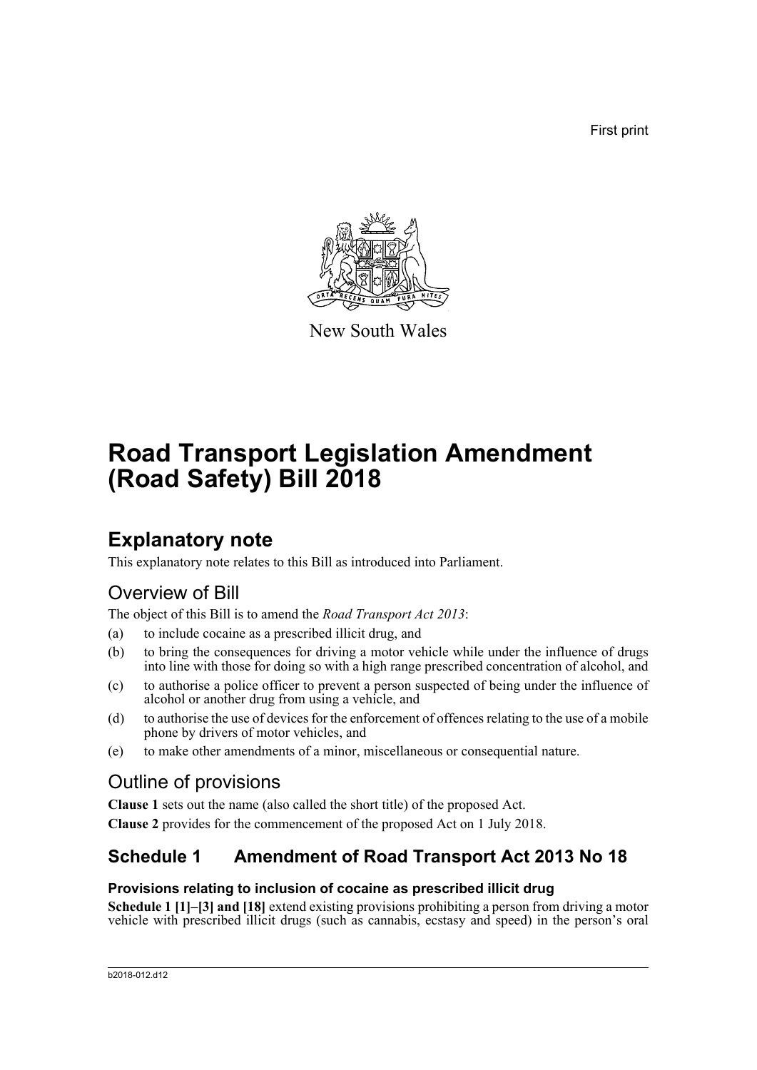First print

New South Wales

# Road Transport Legislation Amendment (Road Safety) Bill 2018

## Explanatory note

This explanatory note relates to this Bill as introduced into Parliament.

### Overview of Bill

The object of this Bill is to amend the *Road Transport Act 2013*:

(a) to include cocaine as a prescribed illicit drug, and

(b) to bring the consequences for driving a motor vehicle while under the influence of drugs into line with those for doing so with a high range prescribed concentration of alcohol, and

(c) to authorise a police officer to prevent a person suspected of being under the influence of alcohol or another drug from using a vehicle, and

(d) to authorise the use of devices for the enforcement of offences relating to the use of a mobile phone by drivers of motor vehicles, and

(e) to make other amendments of a minor, miscellaneous or consequential nature.

### Outline of provisions

**Clause 1** sets out the name (also called the short title) of the proposed Act.

**Clause 2** provides for the commencement of the proposed Act on 1 July 2018.

## Schedule 1 Amendment of Road Transport Act 2013 No 18

#### Provisions relating to inclusion of cocaine as prescribed illicit drug

**Schedule 1 [1]–[3] and [18]** extend existing provisions prohibiting a person from driving a motor vehicle with prescribed illicit drugs (such as cannabis, ecstasy and speed) in the person's oral

b2018-012.d12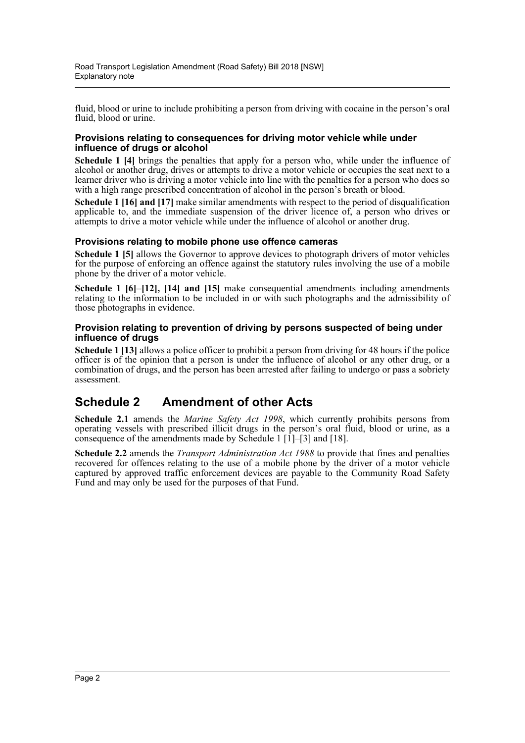fluid, blood or urine to include prohibiting a person from driving with cocaine in the person's oral fluid, blood or urine.

### Provisions relating to consequences for driving motor vehicle while under influence of drugs or alcohol

**Schedule 1 [4]** brings the penalties that apply for a person who, while under the influence of alcohol or another drug, drives or attempts to drive a motor vehicle or occupies the seat next to a learner driver who is driving a motor vehicle into line with the penalties for a person who does so with a high range prescribed concentration of alcohol in the person's breath or blood.

**Schedule 1 [16] and [17]** make similar amendments with respect to the period of disqualification applicable to, and the immediate suspension of the driver licence of, a person who drives or attempts to drive a motor vehicle while under the influence of alcohol or another drug.

### Provisions relating to mobile phone use offence cameras

**Schedule 1 [5]** allows the Governor to approve devices to photograph drivers of motor vehicles for the purpose of enforcing an offence against the statutory rules involving the use of a mobile phone by the driver of a motor vehicle.

**Schedule 1 [6]–[12], [14] and [15]** make consequential amendments including amendments relating to the information to be included in or with such photographs and the admissibility of those photographs in evidence.

### Provision relating to prevention of driving by persons suspected of being under influence of drugs

**Schedule 1 [13]** allows a police officer to prohibit a person from driving for 48 hours if the police officer is of the opinion that a person is under the influence of alcohol or any other drug, or a combination of drugs, and the person has been arrested after failing to undergo or pass a sobriety assessment.

## Schedule 2 Amendment of other Acts

**Schedule 2.1** amends the *Marine Safety Act 1998*, which currently prohibits persons from operating vessels with prescribed illicit drugs in the person's oral fluid, blood or urine, as a consequence of the amendments made by Schedule 1 [1]–[3] and [18].

**Schedule 2.2** amends the *Transport Administration Act 1988* to provide that fines and penalties recovered for offences relating to the use of a mobile phone by the driver of a motor vehicle captured by approved traffic enforcement devices are payable to the Community Road Safety Fund and may only be used for the purposes of that Fund.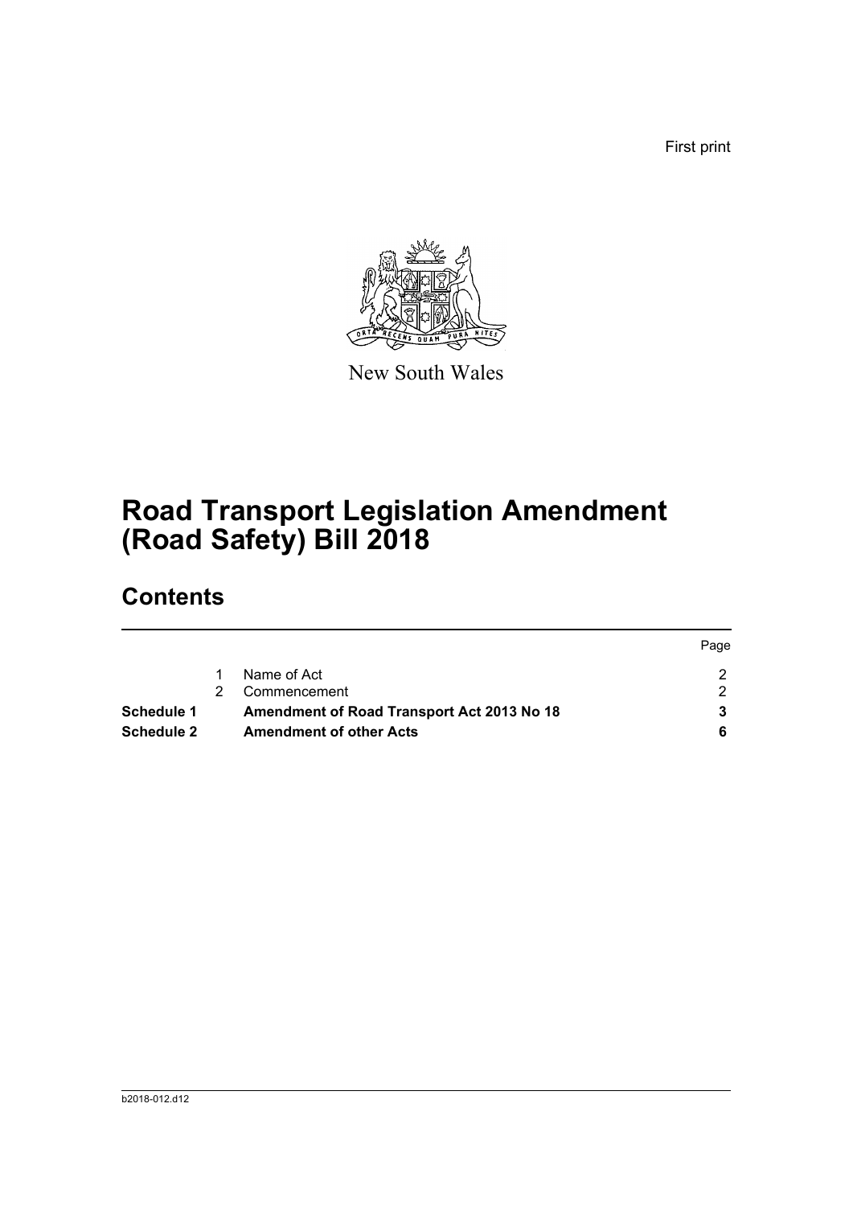First print

New South Wales

# Road Transport Legislation Amendment (Road Safety) Bill 2018

## Contents

| | | | Page |
|---|---|---|---|
| | 1 | Name of Act | 2 |
| | 2 | Commencement | 2 |
| **Schedule 1** | | **Amendment of Road Transport Act 2013 No 18** | **3** |
| **Schedule 2** | | **Amendment of other Acts** | **6** |

b2018-012.d12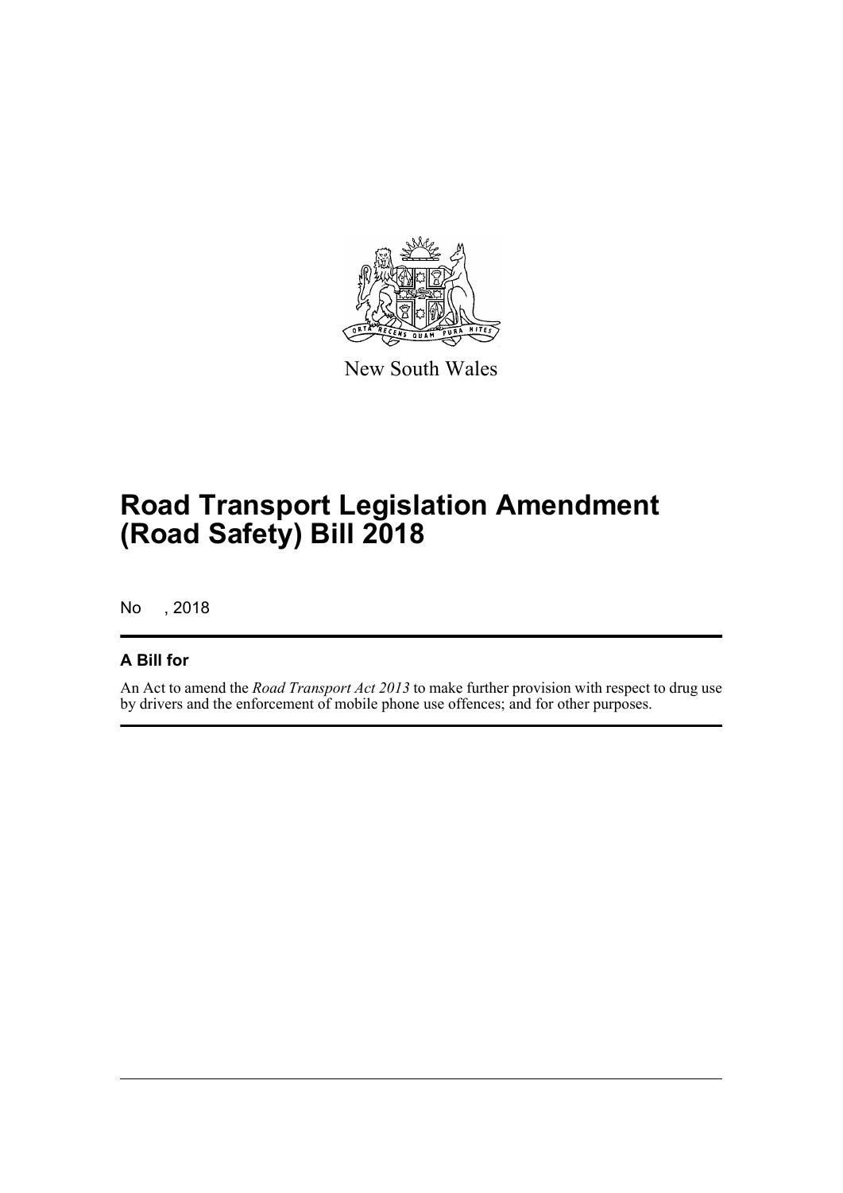New South Wales

# Road Transport Legislation Amendment (Road Safety) Bill 2018

No , 2018

## A Bill for

An Act to amend the *Road Transport Act 2013* to make further provision with respect to drug use by drivers and the enforcement of mobile phone use offences; and for other purposes.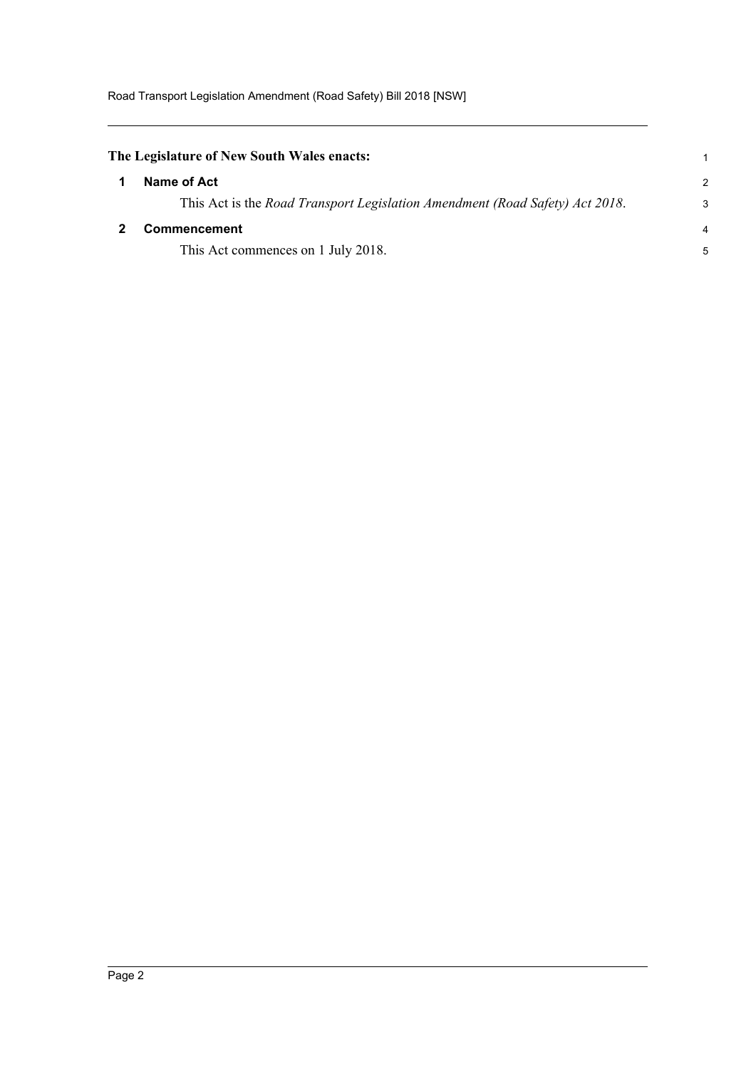**The Legislature of New South Wales enacts:**

## 1 Name of Act

This Act is the *Road Transport Legislation Amendment (Road Safety) Act 2018*.

## 2 Commencement

This Act commences on 1 July 2018.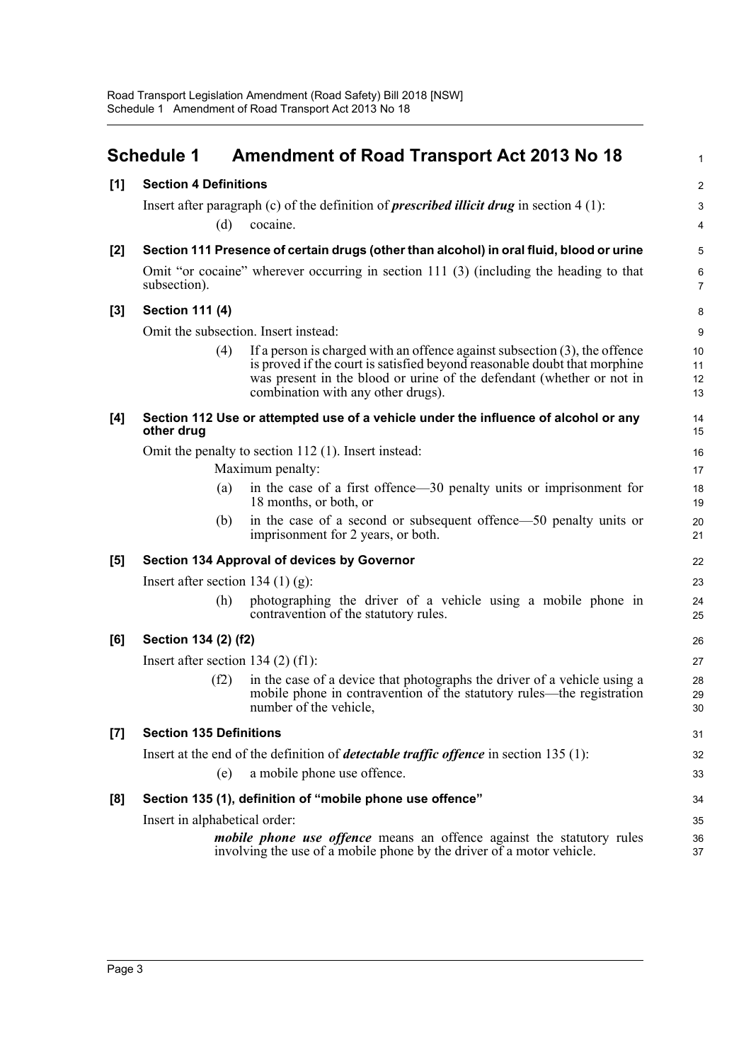# Schedule 1 Amendment of Road Transport Act 2013 No 18

**[1] Section 4 Definitions**

Insert after paragraph (c) of the definition of ***prescribed illicit drug*** in section 4 (1):

(d) cocaine.

**[2] Section 111 Presence of certain drugs (other than alcohol) in oral fluid, blood or urine**

Omit "or cocaine" wherever occurring in section 111 (3) (including the heading to that subsection).

**[3] Section 111 (4)**

Omit the subsection. Insert instead:

(4) If a person is charged with an offence against subsection (3), the offence is proved if the court is satisfied beyond reasonable doubt that morphine was present in the blood or urine of the defendant (whether or not in combination with any other drugs).

**[4] Section 112 Use or attempted use of a vehicle under the influence of alcohol or any other drug**

Omit the penalty to section 112 (1). Insert instead:

Maximum penalty:

(a) in the case of a first offence—30 penalty units or imprisonment for 18 months, or both, or

(b) in the case of a second or subsequent offence—50 penalty units or imprisonment for 2 years, or both.

**[5] Section 134 Approval of devices by Governor**

Insert after section 134 (1) (g):

(h) photographing the driver of a vehicle using a mobile phone in contravention of the statutory rules.

**[6] Section 134 (2) (f2)**

Insert after section 134 (2) (f1):

(f2) in the case of a device that photographs the driver of a vehicle using a mobile phone in contravention of the statutory rules—the registration number of the vehicle,

**[7] Section 135 Definitions**

Insert at the end of the definition of ***detectable traffic offence*** in section 135 (1):

(e) a mobile phone use offence.

**[8] Section 135 (1), definition of "mobile phone use offence"**

Insert in alphabetical order:

***mobile phone use offence*** means an offence against the statutory rules involving the use of a mobile phone by the driver of a motor vehicle.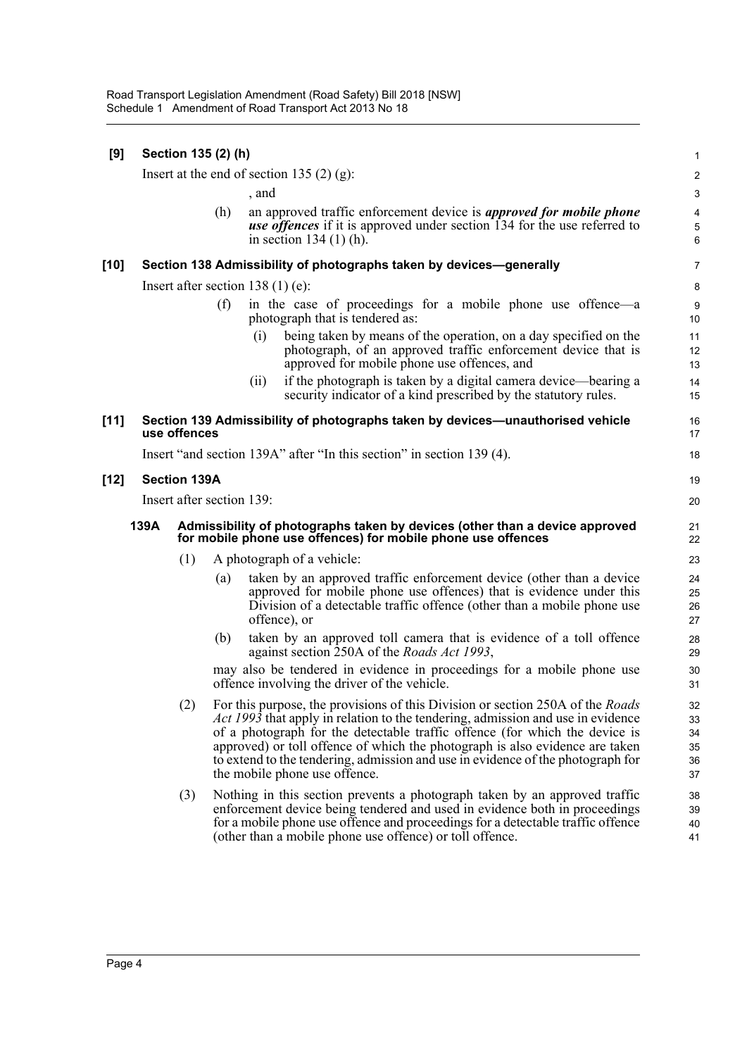**[9] Section 135 (2) (h)**

Insert at the end of section 135 (2) (g):

, and

(h) an approved traffic enforcement device is ***approved for mobile phone use offences*** if it is approved under section 134 for the use referred to in section 134 (1) (h).

**[10] Section 138 Admissibility of photographs taken by devices—generally**

Insert after section 138 (1) (e):

(f) in the case of proceedings for a mobile phone use offence—a photograph that is tendered as:

(i) being taken by means of the operation, on a day specified on the photograph, of an approved traffic enforcement device that is approved for mobile phone use offences, and

(ii) if the photograph is taken by a digital camera device—bearing a security indicator of a kind prescribed by the statutory rules.

**[11] Section 139 Admissibility of photographs taken by devices—unauthorised vehicle use offences**

Insert "and section 139A" after "In this section" in section 139 (4).

**[12] Section 139A**

Insert after section 139:

**139A Admissibility of photographs taken by devices (other than a device approved for mobile phone use offences) for mobile phone use offences**

(1) A photograph of a vehicle:

(a) taken by an approved traffic enforcement device (other than a device approved for mobile phone use offences) that is evidence under this Division of a detectable traffic offence (other than a mobile phone use offence), or

(b) taken by an approved toll camera that is evidence of a toll offence against section 250A of the *Roads Act 1993*,

may also be tendered in evidence in proceedings for a mobile phone use offence involving the driver of the vehicle.

(2) For this purpose, the provisions of this Division or section 250A of the *Roads Act 1993* that apply in relation to the tendering, admission and use in evidence of a photograph for the detectable traffic offence (for which the device is approved) or toll offence of which the photograph is also evidence are taken to extend to the tendering, admission and use in evidence of the photograph for the mobile phone use offence.

(3) Nothing in this section prevents a photograph taken by an approved traffic enforcement device being tendered and used in evidence both in proceedings for a mobile phone use offence and proceedings for a detectable traffic offence (other than a mobile phone use offence) or toll offence.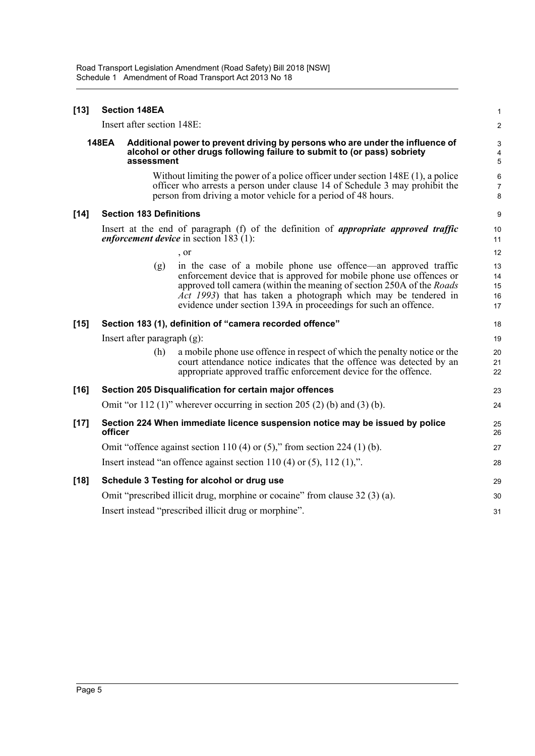**[13] Section 148EA**

Insert after section 148E:

**148EA Additional power to prevent driving by persons who are under the influence of alcohol or other drugs following failure to submit to (or pass) sobriety assessment**

Without limiting the power of a police officer under section 148E (1), a police officer who arrests a person under clause 14 of Schedule 3 may prohibit the person from driving a motor vehicle for a period of 48 hours.

**[14] Section 183 Definitions**

Insert at the end of paragraph (f) of the definition of ***appropriate approved traffic enforcement device*** in section 183 (1):

, or

(g) in the case of a mobile phone use offence—an approved traffic enforcement device that is approved for mobile phone use offences or approved toll camera (within the meaning of section 250A of the *Roads Act 1993*) that has taken a photograph which may be tendered in evidence under section 139A in proceedings for such an offence.

**[15] Section 183 (1), definition of "camera recorded offence"**

Insert after paragraph (g):

(h) a mobile phone use offence in respect of which the penalty notice or the court attendance notice indicates that the offence was detected by an appropriate approved traffic enforcement device for the offence.

**[16] Section 205 Disqualification for certain major offences**

Omit "or 112 (1)" wherever occurring in section 205 (2) (b) and (3) (b).

**[17] Section 224 When immediate licence suspension notice may be issued by police officer**

Omit "offence against section 110 (4) or (5)," from section 224 (1) (b).

Insert instead "an offence against section 110 (4) or (5), 112 (1),".

**[18] Schedule 3 Testing for alcohol or drug use**

Omit "prescribed illicit drug, morphine or cocaine" from clause 32 (3) (a).

Insert instead "prescribed illicit drug or morphine".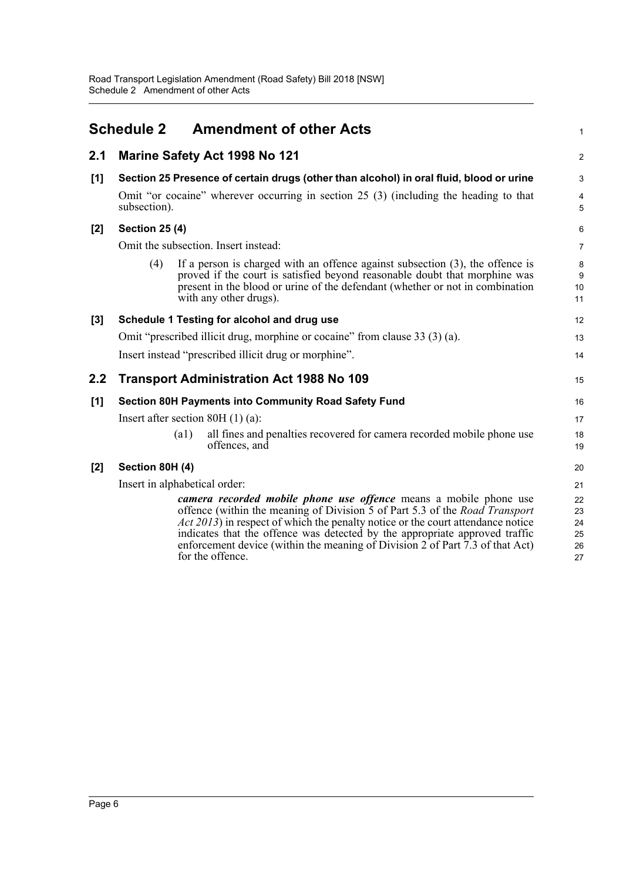# Schedule 2 Amendment of other Acts

## 2.1 Marine Safety Act 1998 No 121

### [1] Section 25 Presence of certain drugs (other than alcohol) in oral fluid, blood or urine

Omit "or cocaine" wherever occurring in section 25 (3) (including the heading to that subsection).

### [2] Section 25 (4)

Omit the subsection. Insert instead:

> (4) If a person is charged with an offence against subsection (3), the offence is proved if the court is satisfied beyond reasonable doubt that morphine was present in the blood or urine of the defendant (whether or not in combination with any other drugs).

### [3] Schedule 1 Testing for alcohol and drug use

Omit "prescribed illicit drug, morphine or cocaine" from clause 33 (3) (a).

Insert instead "prescribed illicit drug or morphine".

## 2.2 Transport Administration Act 1988 No 109

### [1] Section 80H Payments into Community Road Safety Fund

Insert after section 80H (1) (a):

> (a1) all fines and penalties recovered for camera recorded mobile phone use offences, and

### [2] Section 80H (4)

Insert in alphabetical order:

> ***camera recorded mobile phone use offence*** means a mobile phone use offence (within the meaning of Division 5 of Part 5.3 of the *Road Transport Act 2013*) in respect of which the penalty notice or the court attendance notice indicates that the offence was detected by the appropriate approved traffic enforcement device (within the meaning of Division 2 of Part 7.3 of that Act) for the offence.